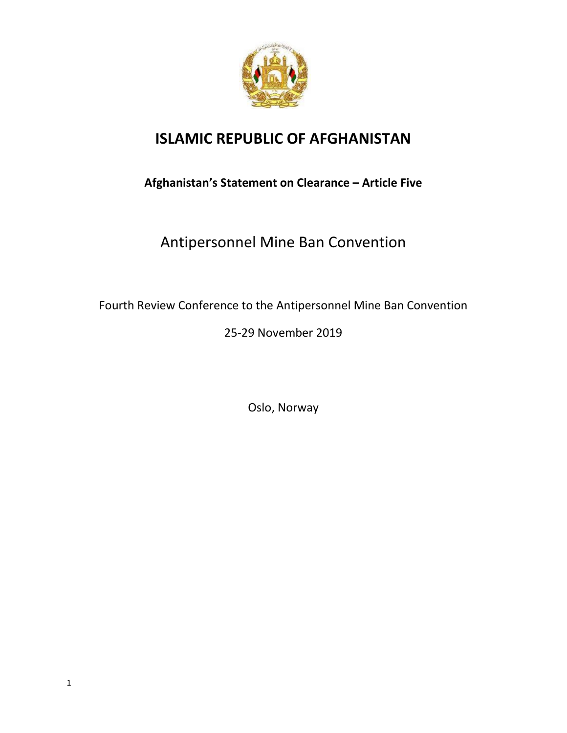# ISLAMIC REPUBLIC OF AFGHANISTAN

**Afghanistan's Statement on Clearance – Article Five**

## Antipersonnel Mine Ban Convention

Fourth Review Conference to the Antipersonnel Mine Ban Convention

25-29 November 2019

Oslo, Norway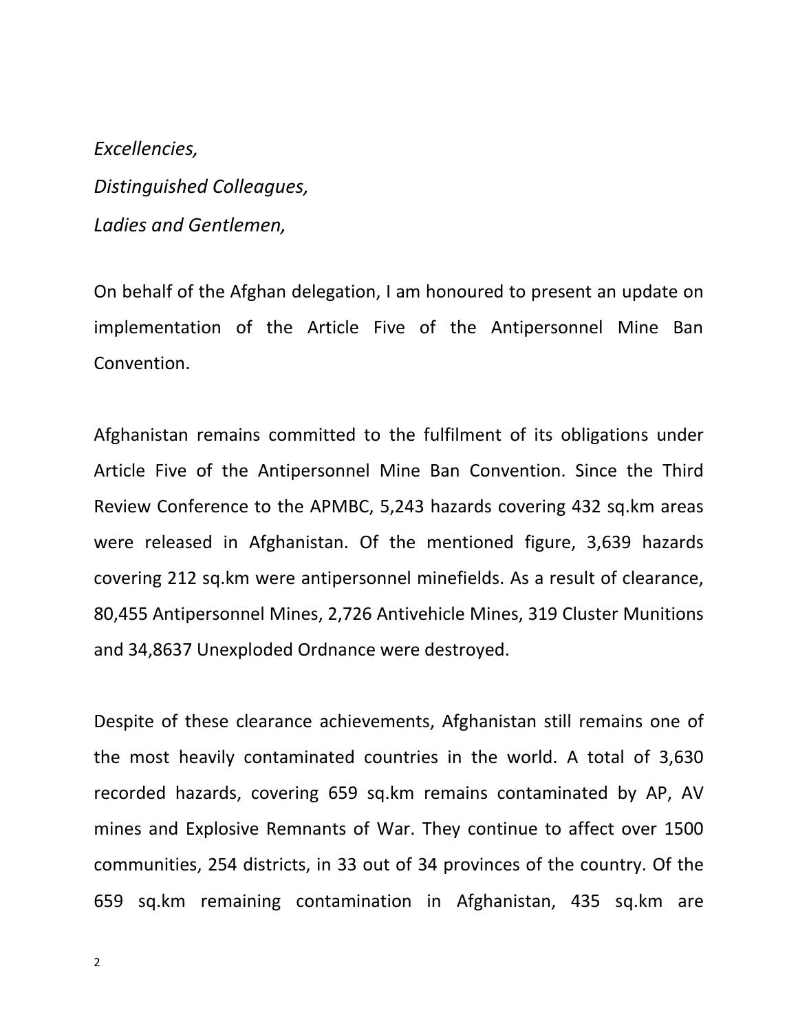*Excellencies,*

*Distinguished Colleagues,*

*Ladies and Gentlemen,*

On behalf of the Afghan delegation, I am honoured to present an update on implementation of the Article Five of the Antipersonnel Mine Ban Convention.

Afghanistan remains committed to the fulfilment of its obligations under Article Five of the Antipersonnel Mine Ban Convention. Since the Third Review Conference to the APMBC, 5,243 hazards covering 432 sq.km areas were released in Afghanistan. Of the mentioned figure, 3,639 hazards covering 212 sq.km were antipersonnel minefields. As a result of clearance, 80,455 Antipersonnel Mines, 2,726 Antivehicle Mines, 319 Cluster Munitions and 34,8637 Unexploded Ordnance were destroyed.

Despite of these clearance achievements, Afghanistan still remains one of the most heavily contaminated countries in the world. A total of 3,630 recorded hazards, covering 659 sq.km remains contaminated by AP, AV mines and Explosive Remnants of War. They continue to affect over 1500 communities, 254 districts, in 33 out of 34 provinces of the country. Of the 659 sq.km remaining contamination in Afghanistan, 435 sq.km are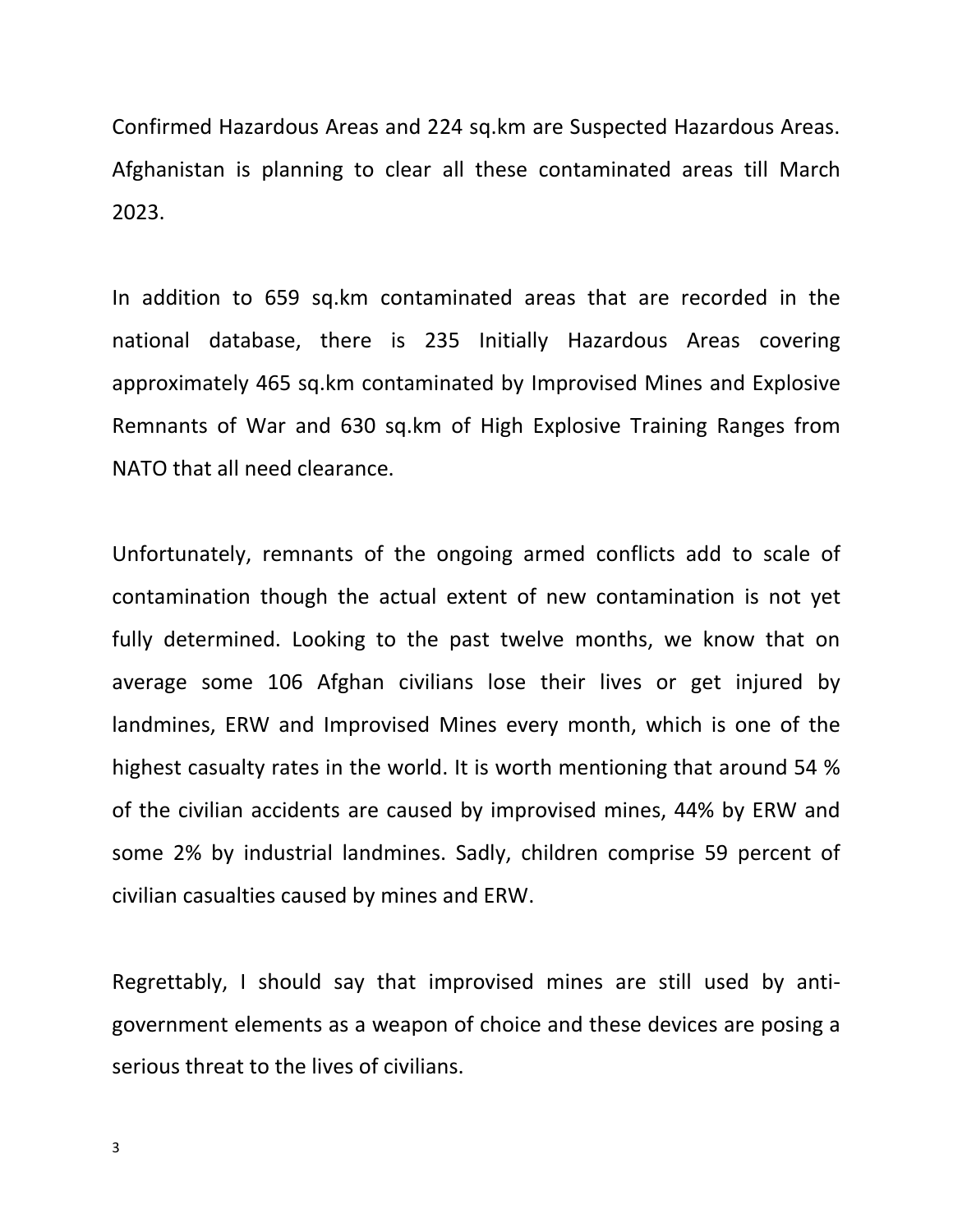Confirmed Hazardous Areas and 224 sq.km are Suspected Hazardous Areas. Afghanistan is planning to clear all these contaminated areas till March 2023.

In addition to 659 sq.km contaminated areas that are recorded in the national database, there is 235 Initially Hazardous Areas covering approximately 465 sq.km contaminated by Improvised Mines and Explosive Remnants of War and 630 sq.km of High Explosive Training Ranges from NATO that all need clearance.

Unfortunately, remnants of the ongoing armed conflicts add to scale of contamination though the actual extent of new contamination is not yet fully determined. Looking to the past twelve months, we know that on average some 106 Afghan civilians lose their lives or get injured by landmines, ERW and Improvised Mines every month, which is one of the highest casualty rates in the world. It is worth mentioning that around 54 % of the civilian accidents are caused by improvised mines, 44% by ERW and some 2% by industrial landmines. Sadly, children comprise 59 percent of civilian casualties caused by mines and ERW.

Regrettably, I should say that improvised mines are still used by anti-government elements as a weapon of choice and these devices are posing a serious threat to the lives of civilians.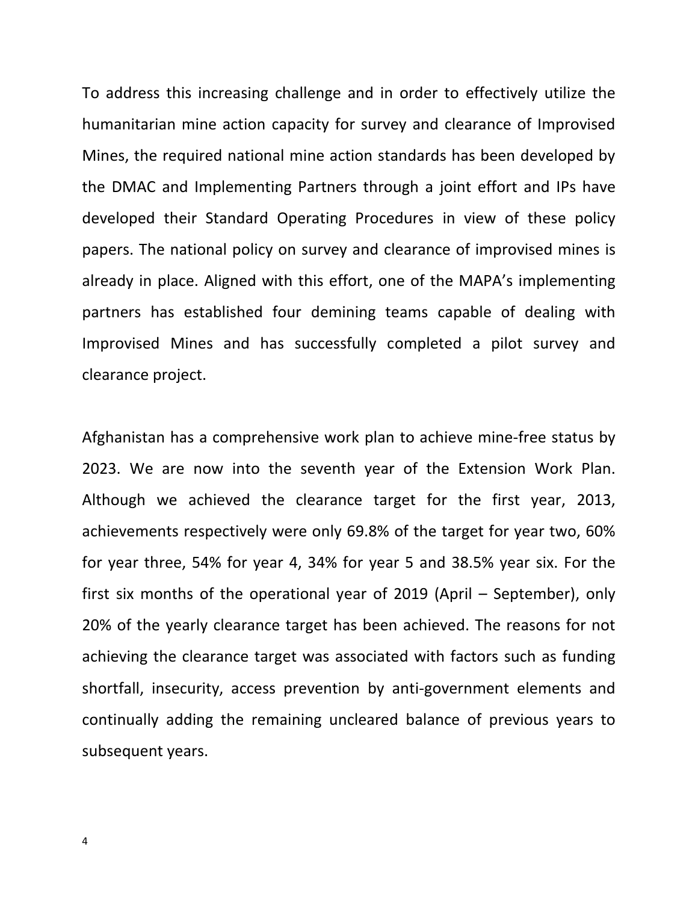To address this increasing challenge and in order to effectively utilize the humanitarian mine action capacity for survey and clearance of Improvised Mines, the required national mine action standards has been developed by the DMAC and Implementing Partners through a joint effort and IPs have developed their Standard Operating Procedures in view of these policy papers. The national policy on survey and clearance of improvised mines is already in place. Aligned with this effort, one of the MAPA's implementing partners has established four demining teams capable of dealing with Improvised Mines and has successfully completed a pilot survey and clearance project.

Afghanistan has a comprehensive work plan to achieve mine-free status by 2023. We are now into the seventh year of the Extension Work Plan. Although we achieved the clearance target for the first year, 2013, achievements respectively were only 69.8% of the target for year two, 60% for year three, 54% for year 4, 34% for year 5 and 38.5% year six. For the first six months of the operational year of 2019 (April – September), only 20% of the yearly clearance target has been achieved. The reasons for not achieving the clearance target was associated with factors such as funding shortfall, insecurity, access prevention by anti-government elements and continually adding the remaining uncleared balance of previous years to subsequent years.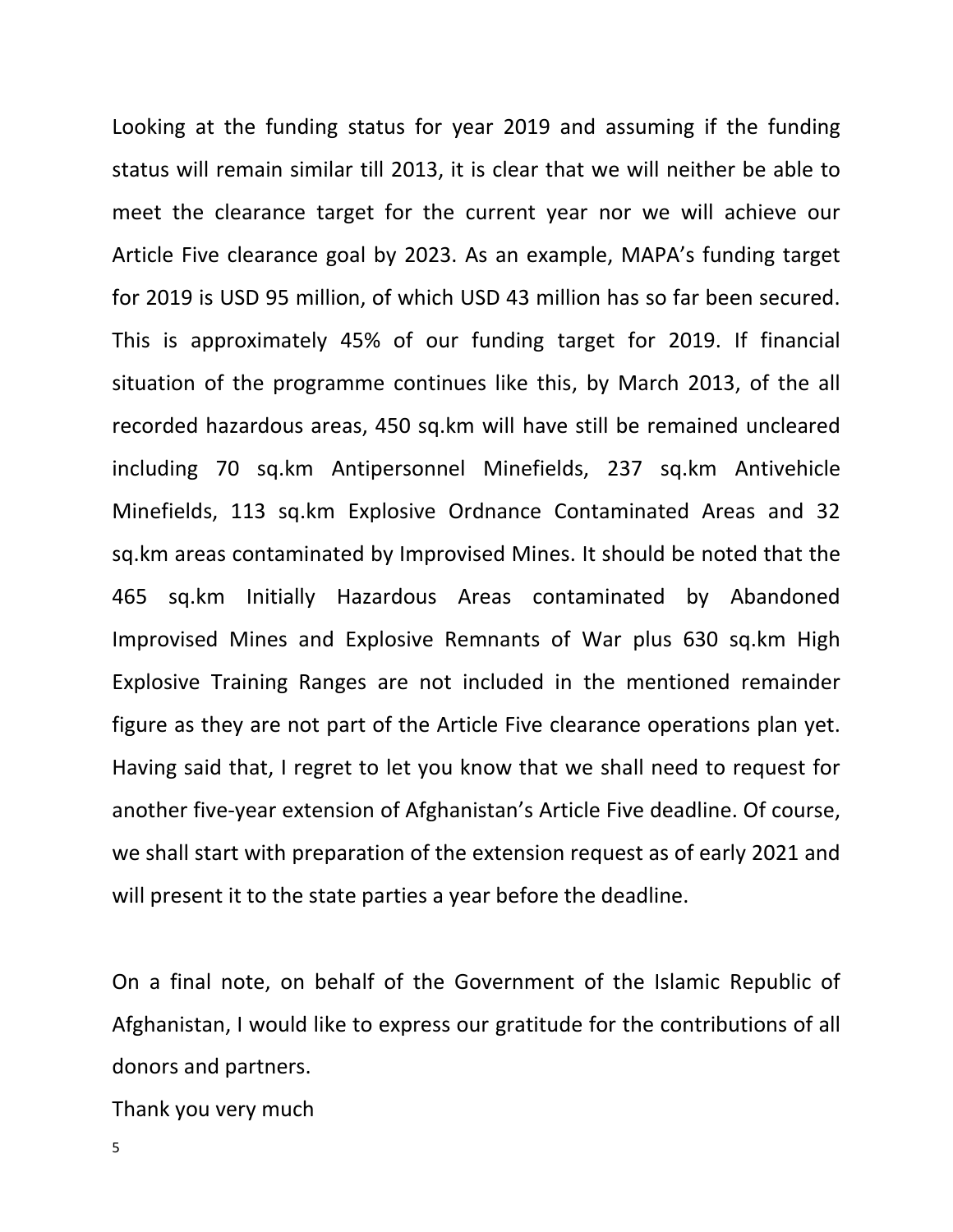Looking at the funding status for year 2019 and assuming if the funding status will remain similar till 2013, it is clear that we will neither be able to meet the clearance target for the current year nor we will achieve our Article Five clearance goal by 2023. As an example, MAPA's funding target for 2019 is USD 95 million, of which USD 43 million has so far been secured. This is approximately 45% of our funding target for 2019. If financial situation of the programme continues like this, by March 2013, of the all recorded hazardous areas, 450 sq.km will have still be remained uncleared including 70 sq.km Antipersonnel Minefields, 237 sq.km Antivehicle Minefields, 113 sq.km Explosive Ordnance Contaminated Areas and 32 sq.km areas contaminated by Improvised Mines. It should be noted that the 465 sq.km Initially Hazardous Areas contaminated by Abandoned Improvised Mines and Explosive Remnants of War plus 630 sq.km High Explosive Training Ranges are not included in the mentioned remainder figure as they are not part of the Article Five clearance operations plan yet. Having said that, I regret to let you know that we shall need to request for another five-year extension of Afghanistan's Article Five deadline. Of course, we shall start with preparation of the extension request as of early 2021 and will present it to the state parties a year before the deadline.

On a final note, on behalf of the Government of the Islamic Republic of Afghanistan, I would like to express our gratitude for the contributions of all donors and partners.

Thank you very much